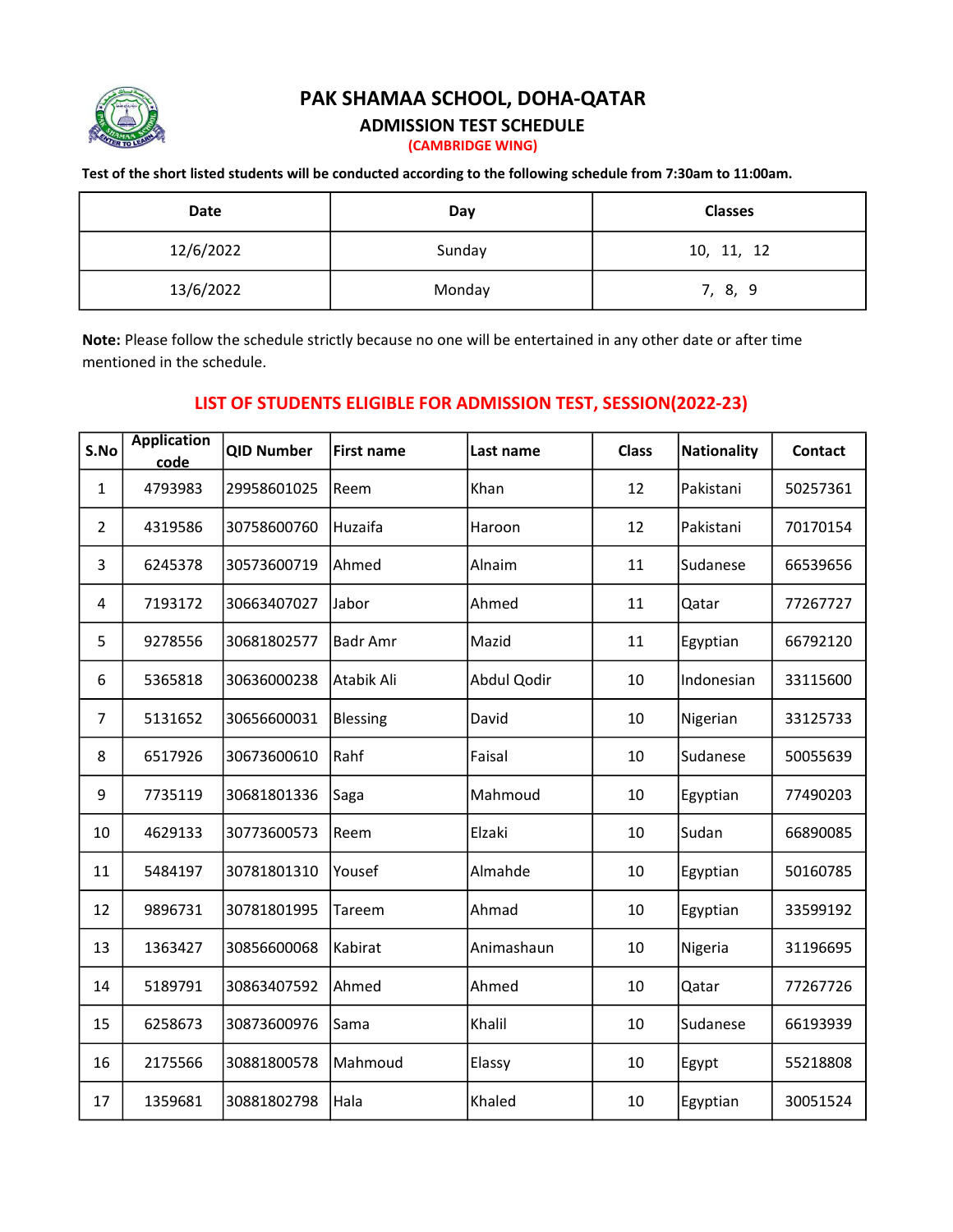# PAK SHAMAA SCHOOL, DOHA-QATAR

## ADMISSION TEST SCHEDULE

### (CAMBRIDGE WING)

**Test of the short listed students will be conducted according to the following schedule from 7:30am to 11:00am.**

| Date | Day | Classes |
|---|---|---|
| 12/6/2022 | Sunday | 10, 11, 12 |
| 13/6/2022 | Monday | 7, 8, 9 |

**Note:** Please follow the schedule strictly because no one will be entertained in any other date or after time mentioned in the schedule.

## LIST OF STUDENTS ELIGIBLE FOR ADMISSION TEST, SESSION(2022-23)

| S.No | Application code | QID Number | First name | Last name | Class | Nationality | Contact |
|---|---|---|---|---|---|---|---|
| 1 | 4793983 | 29958601025 | Reem | Khan | 12 | Pakistani | 50257361 |
| 2 | 4319586 | 30758600760 | Huzaifa | Haroon | 12 | Pakistani | 70170154 |
| 3 | 6245378 | 30573600719 | Ahmed | Alnaim | 11 | Sudanese | 66539656 |
| 4 | 7193172 | 30663407027 | Jabor | Ahmed | 11 | Qatar | 77267727 |
| 5 | 9278556 | 30681802577 | Badr Amr | Mazid | 11 | Egyptian | 66792120 |
| 6 | 5365818 | 30636000238 | Atabik Ali | Abdul Qodir | 10 | Indonesian | 33115600 |
| 7 | 5131652 | 30656600031 | Blessing | David | 10 | Nigerian | 33125733 |
| 8 | 6517926 | 30673600610 | Rahf | Faisal | 10 | Sudanese | 50055639 |
| 9 | 7735119 | 30681801336 | Saga | Mahmoud | 10 | Egyptian | 77490203 |
| 10 | 4629133 | 30773600573 | Reem | Elzaki | 10 | Sudan | 66890085 |
| 11 | 5484197 | 30781801310 | Yousef | Almahde | 10 | Egyptian | 50160785 |
| 12 | 9896731 | 30781801995 | Tareem | Ahmad | 10 | Egyptian | 33599192 |
| 13 | 1363427 | 30856600068 | Kabirat | Animashaun | 10 | Nigeria | 31196695 |
| 14 | 5189791 | 30863407592 | Ahmed | Ahmed | 10 | Qatar | 77267726 |
| 15 | 6258673 | 30873600976 | Sama | Khalil | 10 | Sudanese | 66193939 |
| 16 | 2175566 | 30881800578 | Mahmoud | Elassy | 10 | Egypt | 55218808 |
| 17 | 1359681 | 30881802798 | Hala | Khaled | 10 | Egyptian | 30051524 |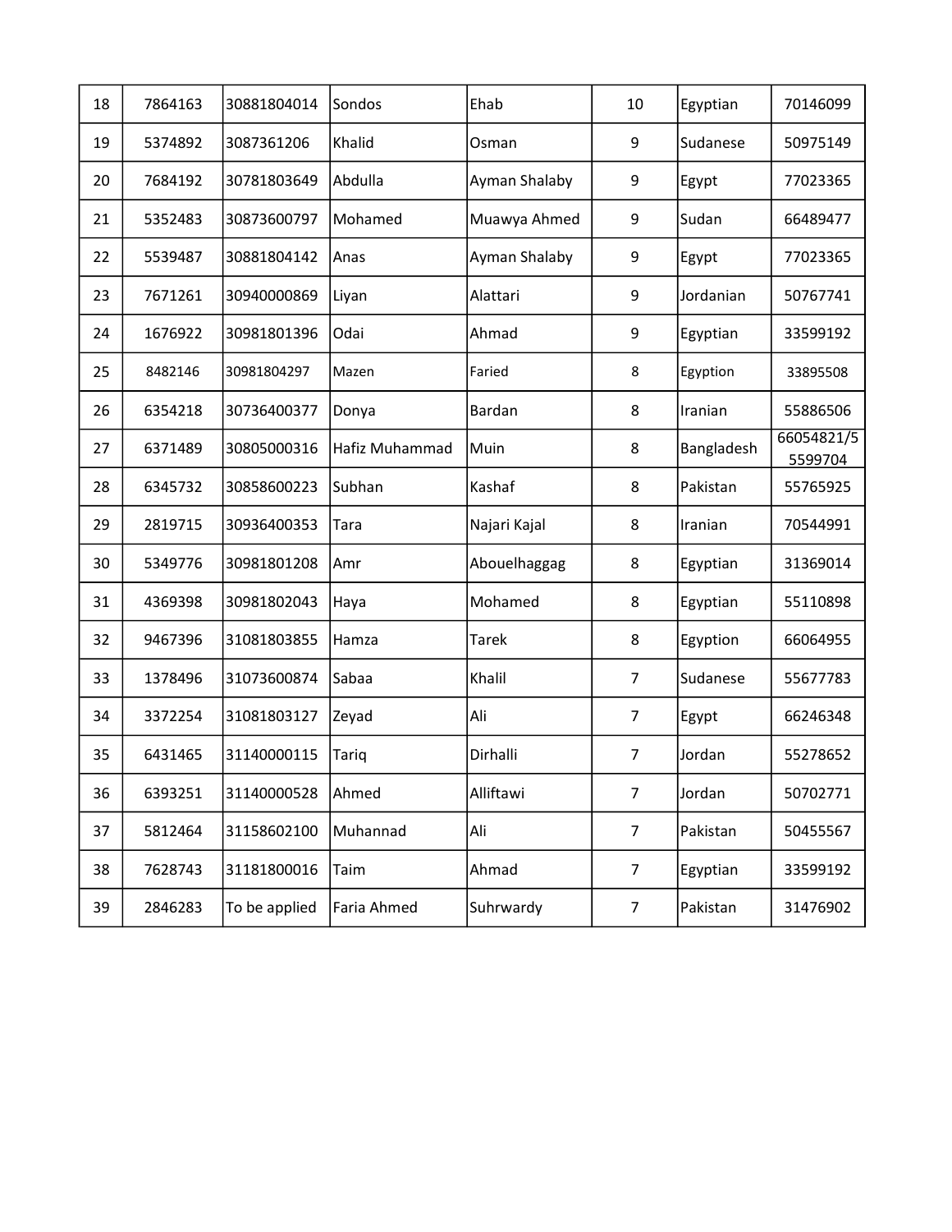| | | | | | | | |
|---|---|---|---|---|---|---|---|
| 18 | 7864163 | 30881804014 | Sondos | Ehab | 10 | Egyptian | 70146099 |
| 19 | 5374892 | 3087361206 | Khalid | Osman | 9 | Sudanese | 50975149 |
| 20 | 7684192 | 30781803649 | Abdulla | Ayman Shalaby | 9 | Egypt | 77023365 |
| 21 | 5352483 | 30873600797 | Mohamed | Muawya Ahmed | 9 | Sudan | 66489477 |
| 22 | 5539487 | 30881804142 | Anas | Ayman Shalaby | 9 | Egypt | 77023365 |
| 23 | 7671261 | 30940000869 | Liyan | Alattari | 9 | Jordanian | 50767741 |
| 24 | 1676922 | 30981801396 | Odai | Ahmad | 9 | Egyptian | 33599192 |
| 25 | 8482146 | 30981804297 | Mazen | Faried | 8 | Egyption | 33895508 |
| 26 | 6354218 | 30736400377 | Donya | Bardan | 8 | Iranian | 55886506 |
| 27 | 6371489 | 30805000316 | Hafiz Muhammad | Muin | 8 | Bangladesh | 66054821/5 5599704 |
| 28 | 6345732 | 30858600223 | Subhan | Kashaf | 8 | Pakistan | 55765925 |
| 29 | 2819715 | 30936400353 | Tara | Najari Kajal | 8 | Iranian | 70544991 |
| 30 | 5349776 | 30981801208 | Amr | Abouelhaggag | 8 | Egyptian | 31369014 |
| 31 | 4369398 | 30981802043 | Haya | Mohamed | 8 | Egyptian | 55110898 |
| 32 | 9467396 | 31081803855 | Hamza | Tarek | 8 | Egyption | 66064955 |
| 33 | 1378496 | 31073600874 | Sabaa | Khalil | 7 | Sudanese | 55677783 |
| 34 | 3372254 | 31081803127 | Zeyad | Ali | 7 | Egypt | 66246348 |
| 35 | 6431465 | 31140000115 | Tariq | Dirhalli | 7 | Jordan | 55278652 |
| 36 | 6393251 | 31140000528 | Ahmed | Alliftawi | 7 | Jordan | 50702771 |
| 37 | 5812464 | 31158602100 | Muhannad | Ali | 7 | Pakistan | 50455567 |
| 38 | 7628743 | 31181800016 | Taim | Ahmad | 7 | Egyptian | 33599192 |
| 39 | 2846283 | To be applied | Faria Ahmed | Suhrwardy | 7 | Pakistan | 31476902 |